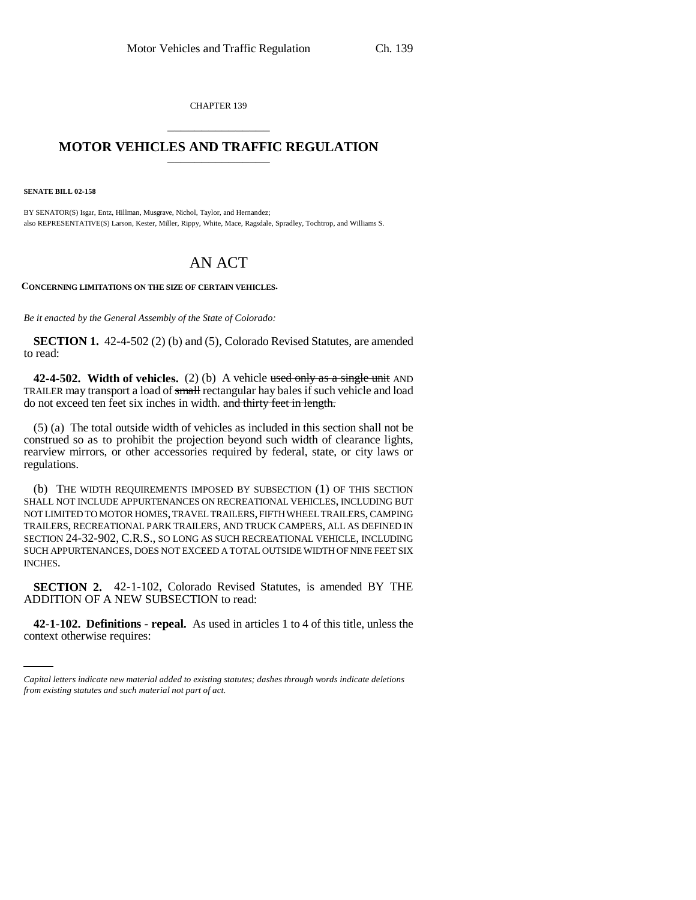CHAPTER 139

## MOTOR VEHICLES AND TRAFFIC REGULATION

**SENATE BILL 02-158**

BY SENATOR(S) Isgar, Entz, Hillman, Musgrave, Nichol, Taylor, and Hernandez;
also REPRESENTATIVE(S) Larson, Kester, Miller, Rippy, White, Mace, Ragsdale, Spradley, Tochtrop, and Williams S.

# AN ACT

**CONCERNING LIMITATIONS ON THE SIZE OF CERTAIN VEHICLES.**

*Be it enacted by the General Assembly of the State of Colorado:*

**SECTION 1.** 42-4-502 (2) (b) and (5), Colorado Revised Statutes, are amended to read:

**42-4-502. Width of vehicles.** (2) (b) A vehicle ~~used only as a single unit~~ AND TRAILER may transport a load of ~~small~~ rectangular hay bales if such vehicle and load do not exceed ten feet six inches in width. ~~and thirty feet in length.~~

(5) (a) The total outside width of vehicles as included in this section shall not be construed so as to prohibit the projection beyond such width of clearance lights, rearview mirrors, or other accessories required by federal, state, or city laws or regulations.

(b) THE WIDTH REQUIREMENTS IMPOSED BY SUBSECTION (1) OF THIS SECTION SHALL NOT INCLUDE APPURTENANCES ON RECREATIONAL VEHICLES, INCLUDING BUT NOT LIMITED TO MOTOR HOMES, TRAVEL TRAILERS, FIFTH WHEEL TRAILERS, CAMPING TRAILERS, RECREATIONAL PARK TRAILERS, AND TRUCK CAMPERS, ALL AS DEFINED IN SECTION 24-32-902, C.R.S., SO LONG AS SUCH RECREATIONAL VEHICLE, INCLUDING SUCH APPURTENANCES, DOES NOT EXCEED A TOTAL OUTSIDE WIDTH OF NINE FEET SIX INCHES.

**SECTION 2.** 42-1-102, Colorado Revised Statutes, is amended BY THE ADDITION OF A NEW SUBSECTION to read:

**42-1-102. Definitions - repeal.** As used in articles 1 to 4 of this title, unless the context otherwise requires:

*Capital letters indicate new material added to existing statutes; dashes through words indicate deletions from existing statutes and such material not part of act.*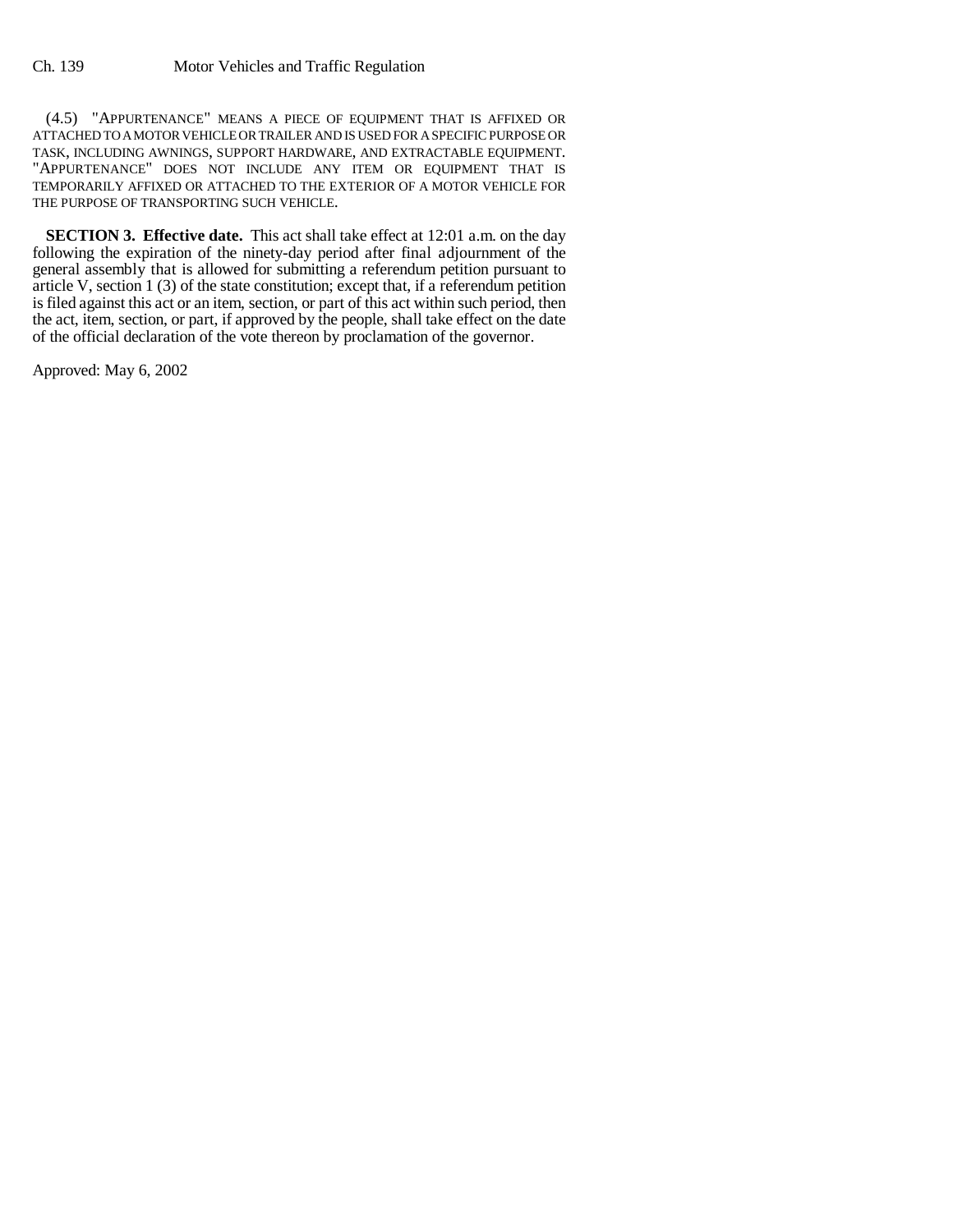(4.5) "APPURTENANCE" MEANS A PIECE OF EQUIPMENT THAT IS AFFIXED OR ATTACHED TO A MOTOR VEHICLE OR TRAILER AND IS USED FOR A SPECIFIC PURPOSE OR TASK, INCLUDING AWNINGS, SUPPORT HARDWARE, AND EXTRACTABLE EQUIPMENT. "APPURTENANCE" DOES NOT INCLUDE ANY ITEM OR EQUIPMENT THAT IS TEMPORARILY AFFIXED OR ATTACHED TO THE EXTERIOR OF A MOTOR VEHICLE FOR THE PURPOSE OF TRANSPORTING SUCH VEHICLE.

**SECTION 3. Effective date.** This act shall take effect at 12:01 a.m. on the day following the expiration of the ninety-day period after final adjournment of the general assembly that is allowed for submitting a referendum petition pursuant to article V, section 1 (3) of the state constitution; except that, if a referendum petition is filed against this act or an item, section, or part of this act within such period, then the act, item, section, or part, if approved by the people, shall take effect on the date of the official declaration of the vote thereon by proclamation of the governor.

Approved: May 6, 2002